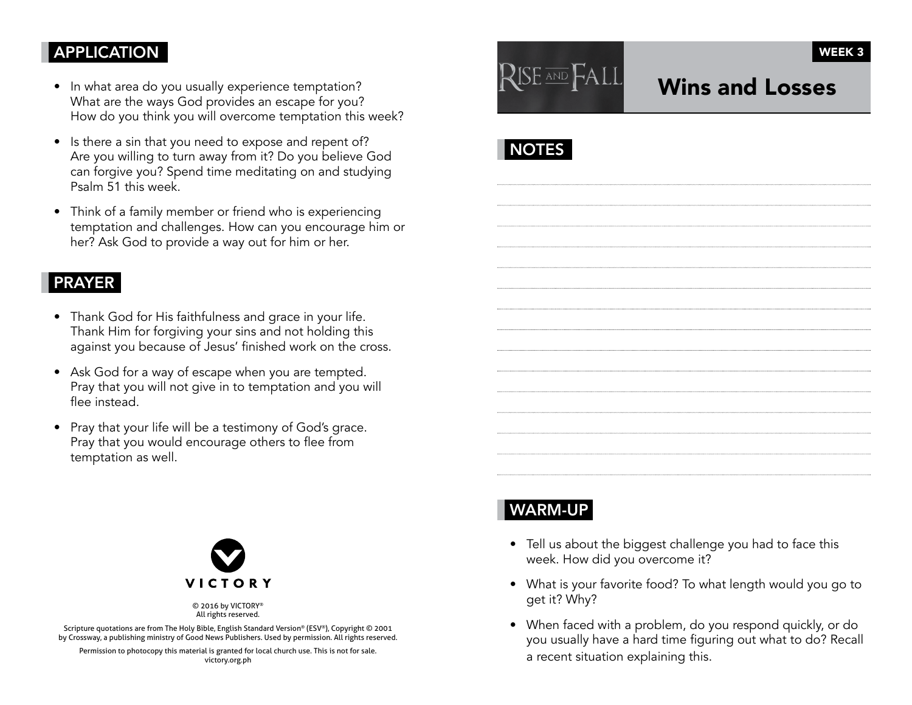## APPLICATION

- In what area do you usually experience temptation? What are the ways God provides an escape for you? How do you think you will overcome temptation this week?
- Is there a sin that you need to expose and repent of? Are you willing to turn away from it? Do you believe God can forgive you? Spend time meditating on and studying Psalm 51 this week.
- Think of a family member or friend who is experiencing temptation and challenges. How can you encourage him or her? Ask God to provide a way out for him or her.

## PRAYER

- Thank God for His faithfulness and grace in your life. Thank Him for forgiving your sins and not holding this against you because of Jesus' finished work on the cross.
- Ask God for a way of escape when you are tempted. Pray that you will not give in to temptation and you will flee instead.
- Pray that your life will be a testimony of God's grace. Pray that you would encourage others to flee from temptation as well.

VICTORY

© 2016 by VICTORY®
All rights reserved.

Scripture quotations are from The Holy Bible, English Standard Version® (ESV®), Copyright © 2001 by Crossway, a publishing ministry of Good News Publishers. Used by permission. All rights reserved.

Permission to photocopy this material is granted for local church use. This is not for sale.
victory.org.ph

RISE AND FALL

WEEK 3

# Wins and Losses

## NOTES

## WARM-UP

- Tell us about the biggest challenge you had to face this week. How did you overcome it?
- What is your favorite food? To what length would you go to get it? Why?
- When faced with a problem, do you respond quickly, or do you usually have a hard time figuring out what to do? Recall a recent situation explaining this.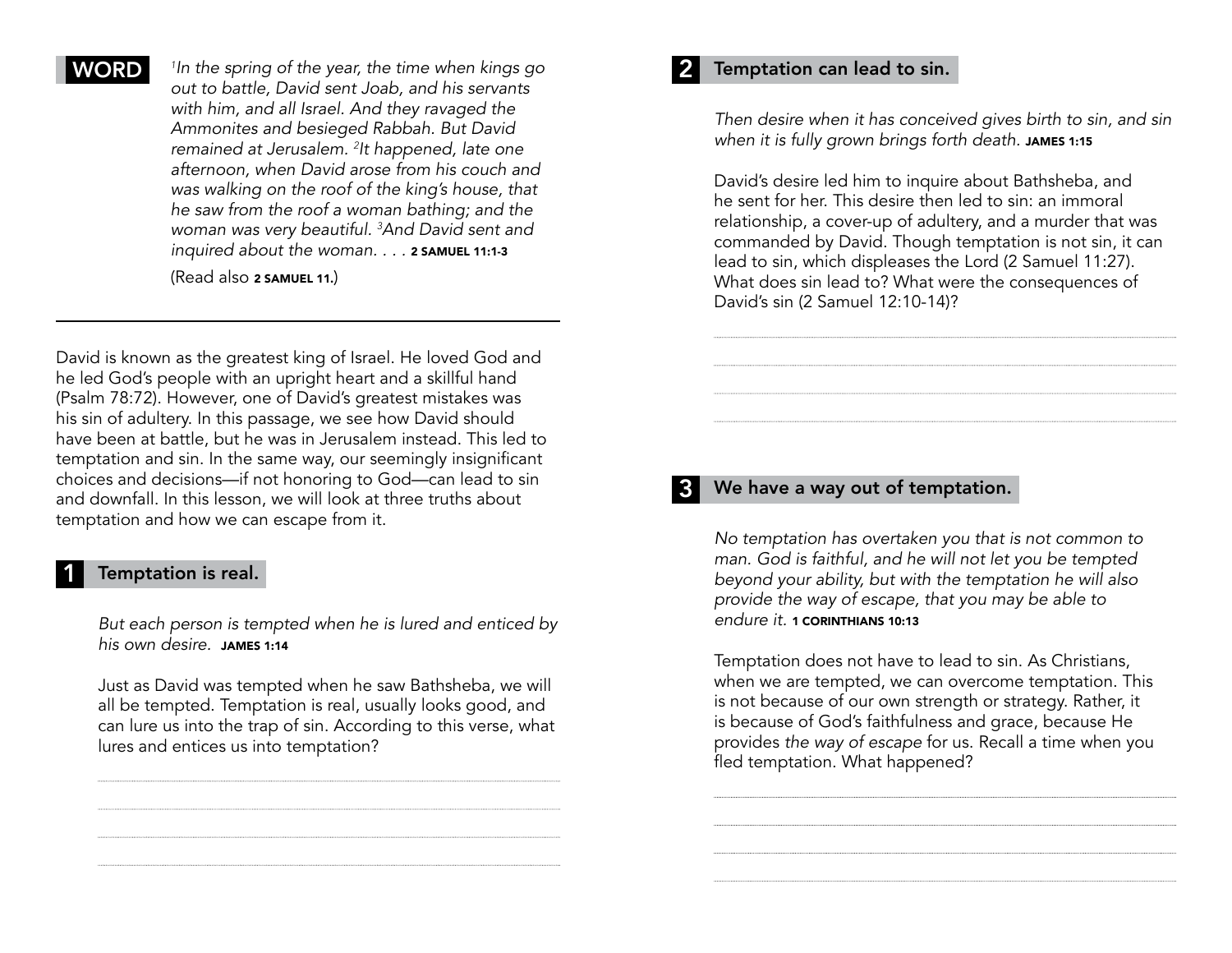**WORD**

*[1]In the spring of the year, the time when kings go out to battle, David sent Joab, and his servants with him, and all Israel. And they ravaged the Ammonites and besieged Rabbah. But David remained at Jerusalem. [2]It happened, late one afternoon, when David arose from his couch and was walking on the roof of the king's house, that he saw from the roof a woman bathing; and the woman was very beautiful. [3]And David sent and inquired about the woman. . . .* **2 SAMUEL 11:1-3**

(Read also **2 SAMUEL 11.**)

---

David is known as the greatest king of Israel. He loved God and he led God's people with an upright heart and a skillful hand (Psalm 78:72). However, one of David's greatest mistakes was his sin of adultery. In this passage, we see how David should have been at battle, but he was in Jerusalem instead. This led to temptation and sin. In the same way, our seemingly insignificant choices and decisions—if not honoring to God—can lead to sin and downfall. In this lesson, we will look at three truths about temptation and how we can escape from it.

## 1 Temptation is real.

*But each person is tempted when he is lured and enticed by his own desire.* **JAMES 1:14**

Just as David was tempted when he saw Bathsheba, we will all be tempted. Temptation is real, usually looks good, and can lure us into the trap of sin. According to this verse, what lures and entices us into temptation?

## 2 Temptation can lead to sin.

*Then desire when it has conceived gives birth to sin, and sin when it is fully grown brings forth death.* **JAMES 1:15**

David's desire led him to inquire about Bathsheba, and he sent for her. This desire then led to sin: an immoral relationship, a cover-up of adultery, and a murder that was commanded by David. Though temptation is not sin, it can lead to sin, which displeases the Lord (2 Samuel 11:27). What does sin lead to? What were the consequences of David's sin (2 Samuel 12:10-14)?

## 3 We have a way out of temptation.

*No temptation has overtaken you that is not common to man. God is faithful, and he will not let you be tempted beyond your ability, but with the temptation he will also provide the way of escape, that you may be able to endure it.* **1 CORINTHIANS 10:13**

Temptation does not have to lead to sin. As Christians, when we are tempted, we can overcome temptation. This is not because of our own strength or strategy. Rather, it is because of God's faithfulness and grace, because He provides *the way of escape* for us. Recall a time when you fled temptation. What happened?